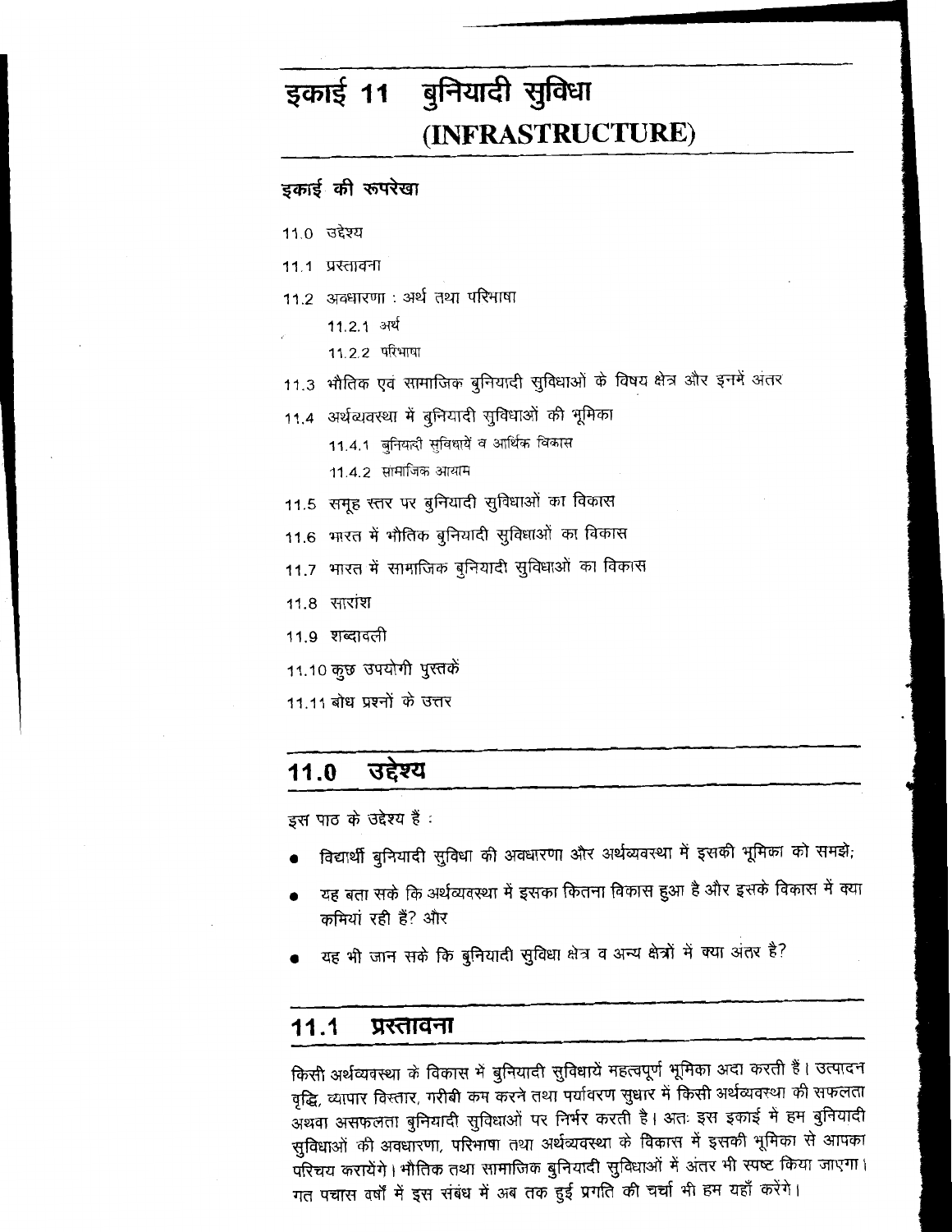# इकाई 11 बुनियादी सुविधा (INFRASTRUCTURE)

## इकाई की रूपरेखा

11.0 उद्देश्य

11.1 प्रस्तावना

11.2 अवधारणा : अर्थ तथा परिभाषा

  11.2.1 अर्थ

  11.2.2 परिभाषा

11.3 भौतिक एवं सामाजिक बुनियादी सुविधाओं के विषय क्षेत्र और इनमें अंतर

11.4 अर्थव्यवस्था में बुनियादी सुविधाओं की भूमिका

  11.4.1 बुनियादी सुविधायें व आर्थिक विकास

  11.4.2 सामाजिक आयाम

11.5 समूह स्तर पर बुनियादी सुविधाओं का विकास

11.6 भारत में भौतिक बुनियादी सुविधाओं का विकास

11.7 भारत में सामाजिक बुनियादी सुविधाओं का विकास

11.8 सारांश

11.9 शब्दावली

11.10 कुछ उपयोगी पुस्तकें

11.11 बोध प्रश्नों के उत्तर

## 11.0 उद्देश्य

इस पाठ के उद्देश्य हैं :

- विद्यार्थी बुनियादी सुविधा की अवधारणा और अर्थव्यवस्था में इसकी भूमिका को समझें;
- यह बता सके कि अर्थव्यवस्था में इसका कितना विकास हुआ है और इसके विकास में क्या कमियां रही हैं? और
- यह भी जान सके कि बुनियादी सुविधा क्षेत्र व अन्य क्षेत्रों में क्या अंतर है?

## 11.1 प्रस्तावना

किसी अर्थव्यवस्था के विकास में बुनियादी सुविधायें महत्वपूर्ण भूमिका अदा करती हैं। उत्पादन वृद्धि, व्यापार विस्तार, गरीबी कम करने तथा पर्यावरण सुधार में किसी अर्थव्यवस्था की सफलता अथवा असफलता बुनियादी सुविधाओं पर निर्भर करती है। अतः इस इकाई में हम बुनियादी सुविधाओं की अवधारणा, परिभाषा तथा अर्थव्यवस्था के विकास में इसकी भूमिका से आपका परिचय करायेंगे। भौतिक तथा सामाजिक बुनियादी सुविधाओं में अंतर भी स्पष्ट किया जाएगा। गत पचास वर्षों में इस संबंध में अब तक हुई प्रगति की चर्चा भी हम यहाँ करेंगे।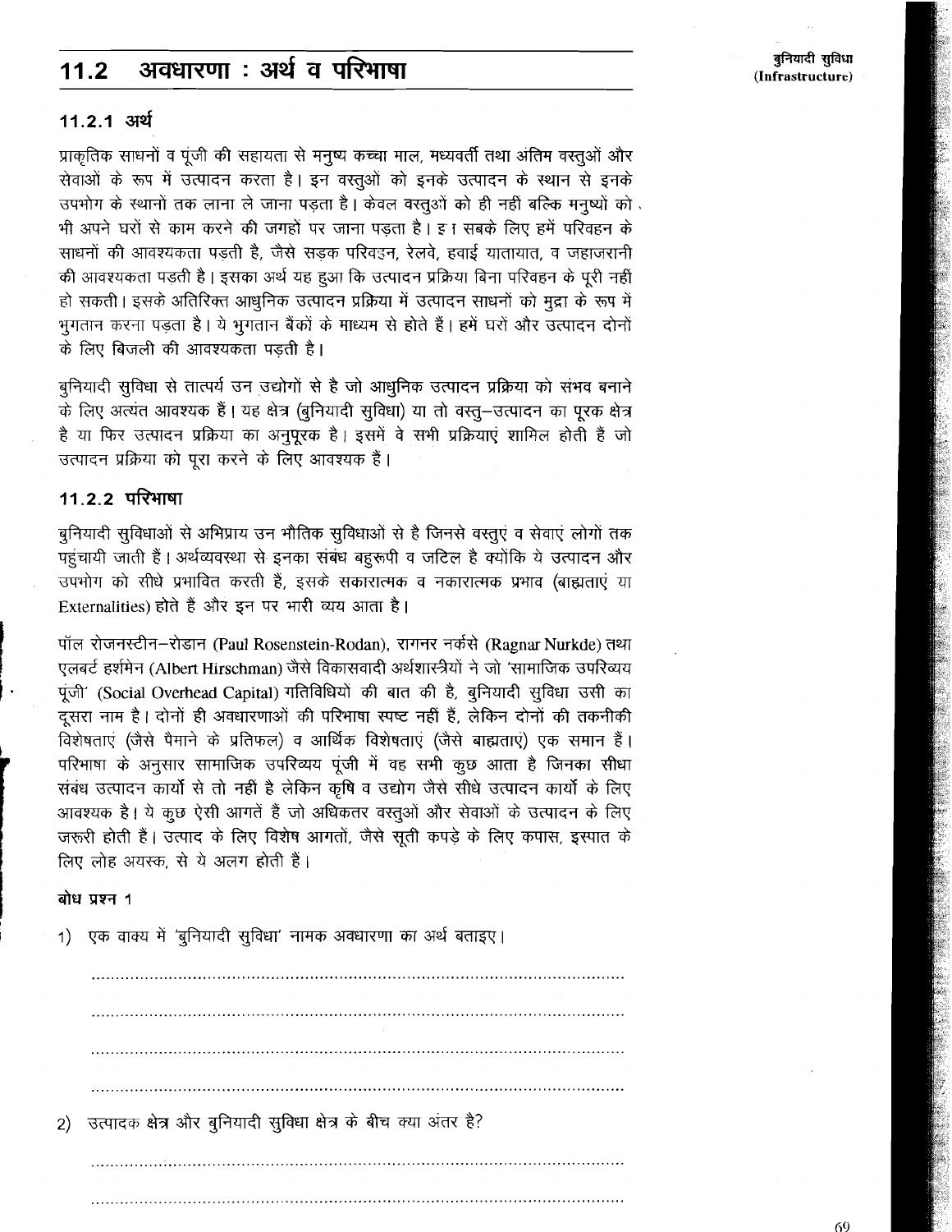## 11.2 अवधारणा : अर्थ व परिभाषा

### 11.2.1 अर्थ

प्राकृतिक साधनों व पूंजी की सहायता से मनुष्य कच्चा माल, मध्यवर्ती तथा अंतिम वस्तुओं और सेवाओं के रूप में उत्पादन करता है। इन वस्तुओं को इनके उत्पादन के स्थान से इनके उपभोग के स्थानों तक लाना ले जाना पड़ता है। केवल वस्तुओं को ही नहीं बल्कि मनुष्यों को भी अपने घरों से काम करने की जगहों पर जाना पड़ता है। इस सबके लिए हमें परिवहन के साधनों की आवश्यकता पड़ती है, जैसे सड़क परिवहन, रेलवे, हवाई यातायात, व जहाजरानी की आवश्यकता पड़ती है। इसका अर्थ यह हुआ कि उत्पादन प्रक्रिया बिना परिवहन के पूरी नहीं हो सकती। इसके अतिरिक्त आधुनिक उत्पादन प्रक्रिया में उत्पादन साधनों को मुद्रा के रूप में भुगतान करना पड़ता है। ये भुगतान बैंकों के माध्यम से होते हैं। हमें घरों और उत्पादन दोनों के लिए बिजली की आवश्यकता पड़ती है।

बुनियादी सुविधा से तात्पर्य उन उद्योगों से है जो आधुनिक उत्पादन प्रक्रिया को संभव बनाने के लिए अत्यंत आवश्यक हैं। यह क्षेत्र (बुनियादी सुविधा) या तो वस्तु–उत्पादन का पूरक क्षेत्र है या फिर उत्पादन प्रक्रिया का अनुपूरक है। इसमें वे सभी प्रक्रियाएं शामिल होती हैं जो उत्पादन प्रक्रिया को पूरा करने के लिए आवश्यक हैं।

### 11.2.2 परिभाषा

बुनियादी सुविधाओं से अभिप्राय उन भौतिक सुविधाओं से है जिनसे वस्तुएं व सेवाएं लोगों तक पहुंचायी जाती हैं। अर्थव्यवस्था से इनका संबंध बहुरूपी व जटिल है क्योंकि ये उत्पादन और उपभोग को सीधे प्रभावित करती हैं, इसके सकारात्मक व नकारात्मक प्रभाव (बाह्यताएं या Externalities) होते हैं और इन पर भारी व्यय आता है।

पॉल रोजनस्टीन–रोडान (Paul Rosenstein-Rodan), रागनर नर्कसे (Ragnar Nurkde) तथा एलबर्ट हर्शमेन (Albert Hirschman) जैसे विकासवादी अर्थशास्त्रियों ने जो 'सामाजिक उपरिव्यय पूंजी' (Social Overhead Capital) गतिविधियों की बात की है, बुनियादी सुविधा उसी का दूसरा नाम है। दोनों ही अवधारणाओं की परिभाषा स्पष्ट नहीं हैं, लेकिन दोनों की तकनीकी विशेषताएं (जैसे पैमाने के प्रतिफल) व आर्थिक विशेषताएं (जैसे बाह्यताएं) एक समान हैं। परिभाषा के अनुसार सामाजिक उपरिव्यय पूंजी में वह सभी कुछ आता है जिनका सीधा संबंध उत्पादन कार्यों से तो नहीं है लेकिन कृषि व उद्योग जैसे सीधे उत्पादन कार्यों के लिए आवश्यक है। ये कुछ ऐसी आगतें हैं जो अधिकतर वस्तुओं और सेवाओं के उत्पादन के लिए जरूरी होती हैं। उत्पाद के लिए विशेष आगतों, जैसे सूती कपड़े के लिए कपास, इस्पात के लिए लोह अयस्क, से ये अलग होती हैं।

**बोध प्रश्न 1**

1) एक वाक्य में 'बुनियादी सुविधा' नामक अवधारणा का अर्थ बताइए।

..................................................................................................

..................................................................................................

..................................................................................................

..................................................................................................

2) उत्पादक क्षेत्र और बुनियादी सुविधा क्षेत्र के बीच क्या अंतर है?

..................................................................................................

..................................................................................................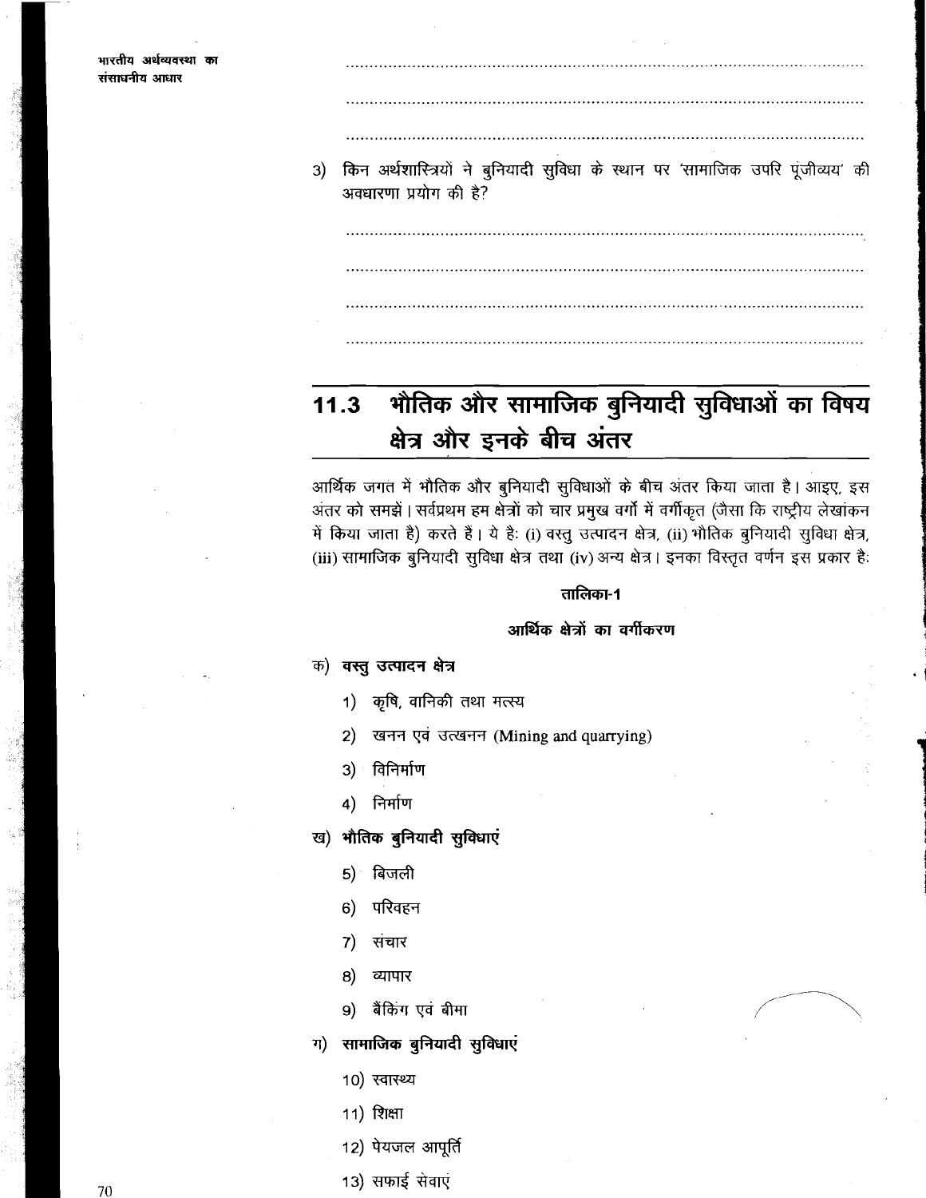..........................................................................................................

..........................................................................................................

..........................................................................................................

3) किन अर्थशास्त्रियों ने बुनियादी सुविधा के स्थान पर 'सामाजिक उपरि पूंजीव्यय' की अवधारणा प्रयोग की है?

..........................................................................................................

..........................................................................................................

..........................................................................................................

..........................................................................................................

## 11.3 भौतिक और सामाजिक बुनियादी सुविधाओं का विषय क्षेत्र और इनके बीच अंतर

आर्थिक जगत में भौतिक और बुनियादी सुविधाओं के बीच अंतर किया जाता है। आइए, इस अंतर को समझें। सर्वप्रथम हम क्षेत्रों को चार प्रमुख वर्गों में वर्गीकृत (जैसा कि राष्ट्रीय लेखांकन में किया जाता है) करते हैं। ये हैः (i) वस्तु उत्पादन क्षेत्र, (ii) भौतिक बुनियादी सुविधा क्षेत्र, (iii) सामाजिक बुनियादी सुविधा क्षेत्र तथा (iv) अन्य क्षेत्र। इनका विस्तृत वर्णन इस प्रकार हैः

**तालिका-1**

**आर्थिक क्षेत्रों का वर्गीकरण**

क) **वस्तु उत्पादन क्षेत्र**

1) कृषि, वानिकी तथा मत्स्य

2) खनन एवं उत्खनन (Mining and quarrying)

3) विनिर्माण

4) निर्माण

ख) **भौतिक बुनियादी सुविधाएं**

5) बिजली

6) परिवहन

7) संचार

8) व्यापार

9) बैंकिंग एवं बीमा

ग) **सामाजिक बुनियादी सुविधाएं**

10) स्वास्थ्य

11) शिक्षा

12) पेयजल आपूर्ति

13) सफाई सेवाएं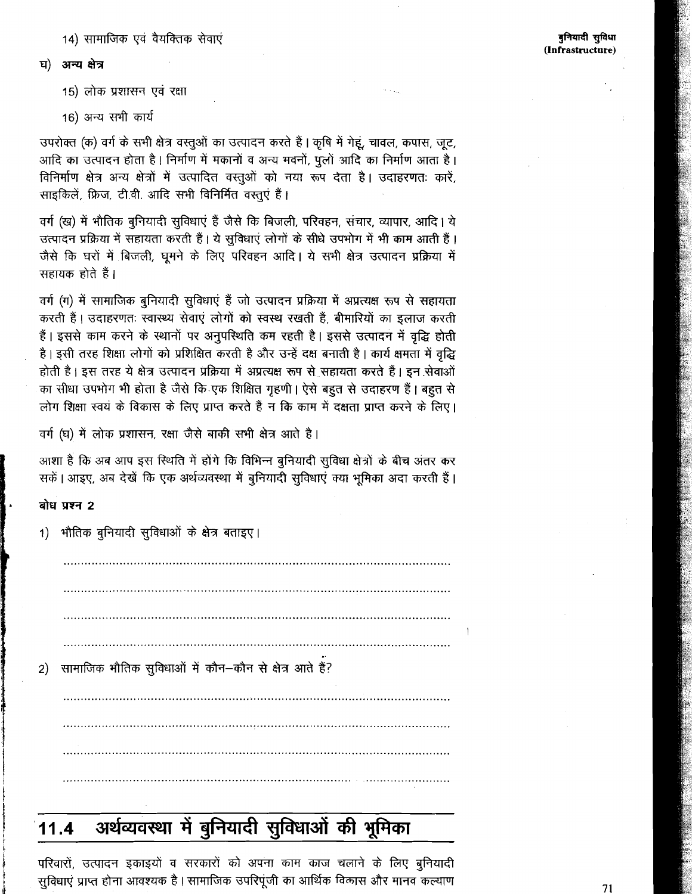14) सामाजिक एवं वैयक्तिक सेवाएं

घ) **अन्य क्षेत्र**

15) लोक प्रशासन एवं रक्षा

16) अन्य सभी कार्य

उपरोक्त (क) वर्ग के सभी क्षेत्र वस्तुओं का उत्पादन करते हैं। कृषि में गेहूं, चावल, कपास, जूट, आदि का उत्पादन होता है। निर्माण में मकानों व अन्य भवनों, पुलों आदि का निर्माण आता है। विनिर्माण क्षेत्र अन्य क्षेत्रों में उत्पादित वस्तुओं को नया रूप देता है। उदाहरणतः कारें, साइकिलें, फ्रिज, टी.वी. आदि सभी विनिर्मित वस्तुएं हैं।

वर्ग (ख) में भौतिक बुनियादी सुविधाएं हैं जैसे कि बिजली, परिवहन, संचार, व्यापार, आदि। ये उत्पादन प्रक्रिया में सहायता करती है। ये सुविधाएं लोगों के सीधे उपभोग में भी काम आती हैं। जैसे कि घरों में बिजली, घूमने के लिए परिवहन आदि। ये सभी क्षेत्र उत्पादन प्रक्रिया में सहायक होते हैं।

वर्ग (ग) में सामाजिक बुनियादी सुविधाएं हैं जो उत्पादन प्रक्रिया में अप्रत्यक्ष रूप से सहायता करती है। उदाहरणतः स्वास्थ्य सेवाएं लोगों को स्वस्थ रखती हैं, बीमारियों का इलाज करती हैं। इससे काम करने के स्थानों पर अनुपस्थिति कम रहती है। इससे उत्पादन में वृद्धि होती है। इसी तरह शिक्षा लोगों को प्रशिक्षित करती है और उन्हें दक्ष बनाती है। कार्य क्षमता में वृद्धि होती है। इस तरह ये क्षेत्र उत्पादन प्रक्रिया में अप्रत्यक्ष रूप से सहायता करते हैं। इन सेवाओं का सीधा उपभोग भी होता है जैसे कि एक शिक्षित गृहणी। ऐसे बहुत से उदाहरण हैं। बहुत से लोग शिक्षा स्वयं के विकास के लिए प्राप्त करते है न कि काम में दक्षता प्राप्त करने के लिए।

वर्ग (घ) में लोक प्रशासन, रक्षा जैसे बाकी सभी क्षेत्र आते है।

आशा है कि अब आप इस स्थिति में होंगे कि विभिन्न बुनियादी सुविधा क्षेत्रों के बीच अंतर कर सकें। आइए, अब देखें कि एक अर्थव्यवस्था में बुनियादी सुविधाएं क्या भूमिका अदा करती हैं।

**बोध प्रश्न 2**

1) भौतिक बुनियादी सुविधाओं के क्षेत्र बताइए।

..........................................................................................................

..........................................................................................................

..........................................................................................................

..........................................................................................................

2) सामाजिक भौतिक सुविधाओं में कौन–कौन से क्षेत्र आते हैं?

..........................................................................................................

..........................................................................................................

..........................................................................................................

..........................................................................................................

## 11.4 अर्थव्यवस्था में बुनियादी सुविधाओं की भूमिका

परिवारों, उत्पादन इकाइयों व सरकारों को अपना काम काज चलाने के लिए बुनियादी सुविधाएं प्राप्त होना आवश्यक है। सामाजिक उपरिपूंजी का आर्थिक विकास और मानव कल्याण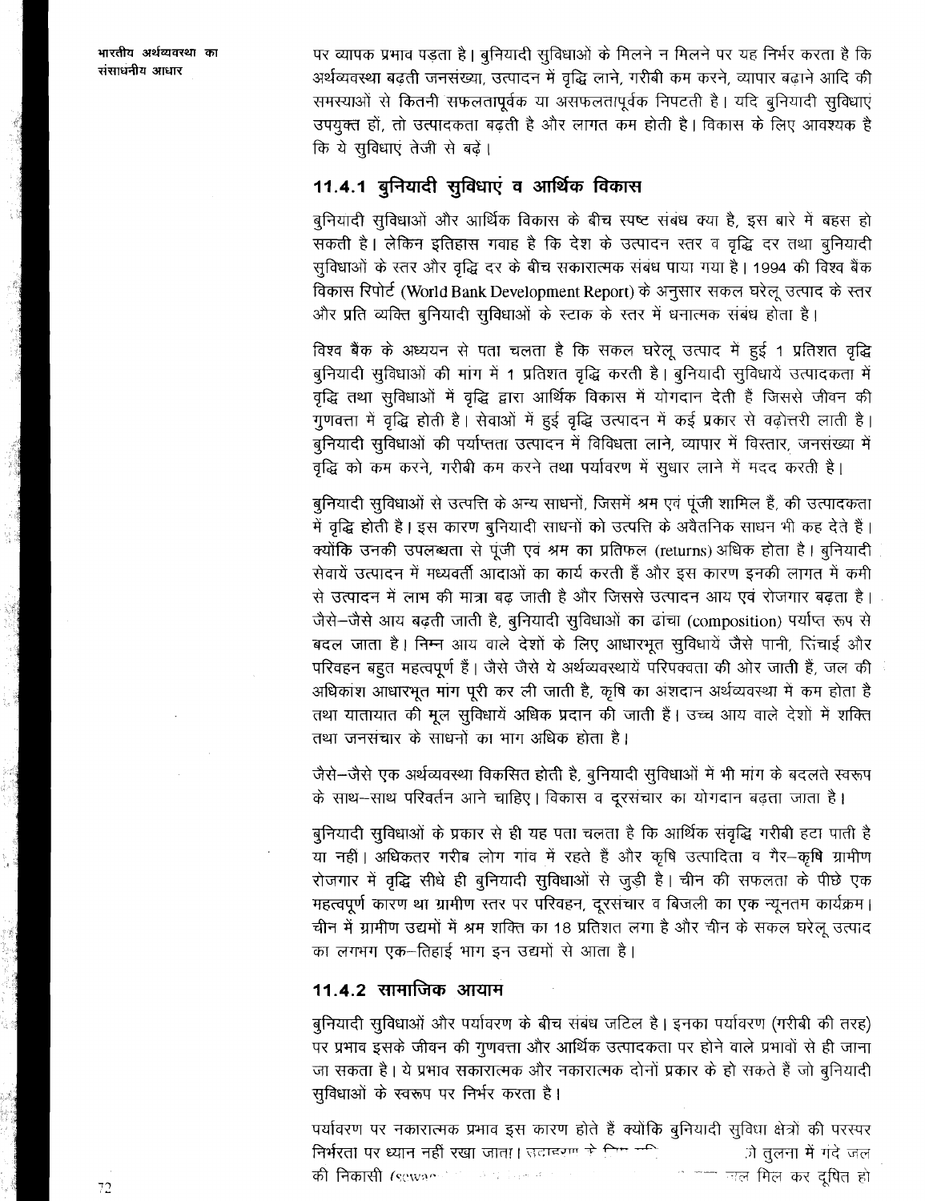पर व्यापक प्रभाव पड़ता है। बुनियादी सुविधाओं के मिलने न मिलने पर यह निर्भर करता है कि अर्थव्यवस्था बढ़ती जनसंख्या, उत्पादन में वृद्धि लाने, गरीबी कम करने, व्यापार बढ़ाने आदि की समस्याओं से कितनी सफलतापूर्वक या असफलतापूर्वक निपटती है। यदि बुनियादी सुविधाएं उपयुक्त हों, तो उत्पादकता बढ़ती है और लागत कम होती है। विकास के लिए आवश्यक है कि ये सुविधाएं तेजी से बढ़ें।

### 11.4.1 बुनियादी सुविधाएं व आर्थिक विकास

बुनियादी सुविधाओं और आर्थिक विकास के बीच स्पष्ट संबंध क्या है, इस बारे में बहस हो सकती है। लेकिन इतिहास गवाह है कि देश के उत्पादन स्तर व वृद्धि दर तथा बुनियादी सुविधाओं के स्तर और वृद्धि दर के बीच सकारात्मक संबंध पाया गया है। 1994 की विश्व बैंक विकास रिपोर्ट (World Bank Development Report) के अनुसार सकल घरेलू उत्पाद के स्तर और प्रति व्यक्ति बुनियादी सुविधाओं के स्टाक के स्तर में धनात्मक संबंध होता है।

विश्व बैंक के अध्ययन से पता चलता है कि सकल घरेलू उत्पाद में हुई 1 प्रतिशत वृद्धि बुनियादी सुविधाओं की मांग में 1 प्रतिशत वृद्धि करती है। बुनियादी सुविधायें उत्पादकता में वृद्धि तथा सुविधाओं में वृद्धि द्वारा आर्थिक विकास में योगदान देती हैं जिससे जीवन की गुणवत्ता में वृद्धि होती है। सेवाओं में हुई वृद्धि उत्पादन में कई प्रकार से बढ़ोत्तरी लाती है। बुनियादी सुविधाओं की पर्याप्तता उत्पादन में विविधता लाने, व्यापार में विस्तार, जनसंख्या में वृद्धि को कम करने, गरीबी कम करने तथा पर्यावरण में सुधार लाने में मदद करती है।

बुनियादी सुविधाओं से उत्पत्ति के अन्य साधनों, जिसमें श्रम एवं पूंजी शामिल हैं, की उत्पादकता में वृद्धि होती है। इस कारण बुनियादी साधनों को उत्पत्ति के अवैतनिक साधन भी कह देते हैं। क्योंकि उनकी उपलब्धता से पूंजी एवं श्रम का प्रतिफल (returns) अधिक होता है। बुनियादी सेवायें उत्पादन में मध्यवर्ती आदाओं का कार्य करती हैं और इस कारण इनकी लागत में कमी से उत्पादन में लाभ की मात्रा बढ़ जाती है और जिससे उत्पादन आय एवं रोजगार बढ़ता है। जैसे–जैसे आय बढ़ती जाती है, बुनियादी सुविधाओं का ढांचा (composition) पर्याप्त रूप से बदल जाता है। निम्न आय वाले देशों के लिए आधारभूत सुविधायें जैसे पानी, सिंचाई और परिवहन बहुत महत्वपूर्ण हैं। जैसे जैसे ये अर्थव्यवस्थायें परिपक्वता की ओर जाती हैं, जल की अधिकांश आधारभूत मांग पूरी कर ली जाती है, कृषि का अंशदान अर्थव्यवस्था में कम होता है तथा यातायात की मूल सुविधायें अधिक प्रदान की जाती हैं। उच्च आय वाले देशों में शक्ति तथा जनसंचार के साधनों का भाग अधिक होता है।

जैसे–जैसे एक अर्थव्यवस्था विकसित होती है, बुनियादी सुविधाओं में भी मांग के बदलते स्वरूप के साथ–साथ परिवर्तन आने चाहिए। विकास व दूरसंचार का योगदान बढ़ता जाता है।

बुनियादी सुविधाओं के प्रकार से ही यह पता चलता है कि आर्थिक संवृद्धि गरीबी हटा पाती है या नहीं। अधिकतर गरीब लोग गांव में रहते हैं और कृषि उत्पादिता व गैर–कृषि ग्रामीण रोजगार में वृद्धि सीधे ही बुनियादी सुविधाओं से जुड़ी है। चीन की सफलता के पीछे एक महत्वपूर्ण कारण था ग्रामीण स्तर पर परिवहन, दूरसंचार व बिजली का एक न्यूनतम कार्यक्रम। चीन में ग्रामीण उद्यमों में श्रम शक्ति का 18 प्रतिशत लगा है और चीन के सकल घरेलू उत्पाद का लगभग एक–तिहाई भाग इन उद्यमों से आता है।

### 11.4.2 सामाजिक आयाम

बुनियादी सुविधाओं और पर्यावरण के बीच संबंध जटिल है। इनका पर्यावरण (गरीबी की तरह) पर प्रभाव इसके जीवन की गुणवत्ता और आर्थिक उत्पादकता पर होने वाले प्रभावों से ही जाना जा सकता है। ये प्रभाव सकारात्मक और नकारात्मक दोनों प्रकार के हो सकते हैं जो बुनियादी सुविधाओं के स्वरूप पर निर्भर करता है।

पर्यावरण पर नकारात्मक प्रभाव इस कारण होते हैं क्योंकि बुनियादी सुविधा क्षेत्रों की परस्पर निर्भरता पर ध्यान नहीं रखा जाता। उदाहरण के लिए ... तुलना में गंदे जल की निकासी (sewage ... जल मिल कर दूषित हो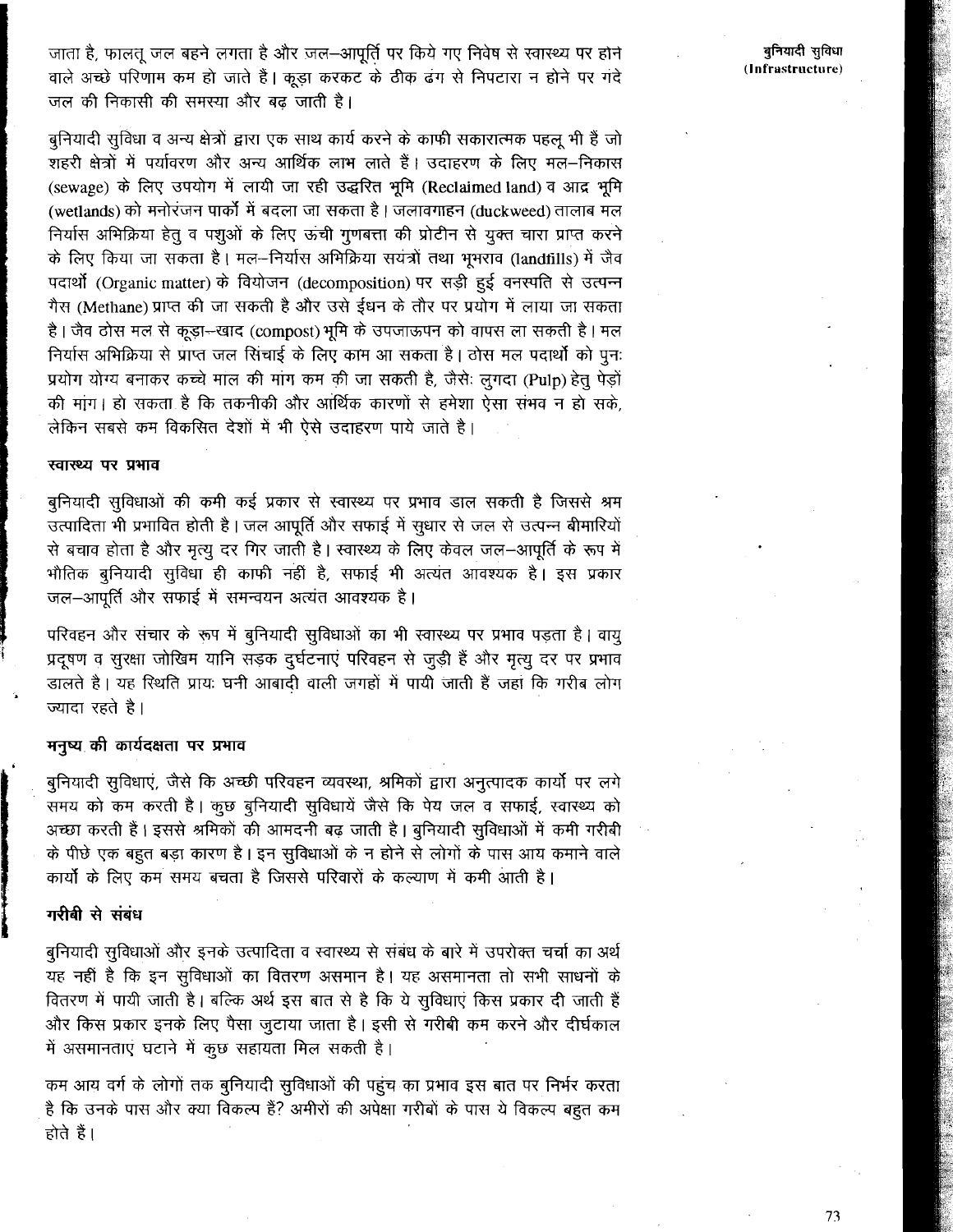जाता है, फालतू जल बहने लगता है और जल–आपूर्ति पर किये गए निवेष से स्वास्थ्य पर होन वाले अच्छे परिणाम कम हो जाते है। कूड़ा करकट के ठीक ढंग से निपटारा न होने पर गंदे जल की निकासी की समस्या और बढ़ जाती है।

बुनियादी सुविधा व अन्य क्षेत्रों द्वारा एक साथ कार्य करने के काफी सकारात्मक पहलू भी हैं जो शहरी क्षेत्रों में पर्यावरण और अन्य आर्थिक लाभ लाते हैं। उदाहरण के लिए मल–निकास (sewage) के लिए उपयोग में लायी जा रही उद्धरित भूमि (Reclaimed land) व आद्र भूमि (wetlands) को मनोरंजन पार्कों में बदला जा सकता है। जलावगाहन (duckweed) तालाब मल निर्यास अभिक्रिया हेतु व पशुओं के लिए ऊंची गुणवत्ता की प्रोटीन से युक्त चारा प्राप्त करने के लिए किया जा सकता है। मल–निर्यास अभिक्रिया सयंत्रों तथा भूभराव (landfills) में जैव पदार्थों (Organic matter) के वियोजन (decomposition) पर सड़ी हुई वनस्पति से उत्पन्न गैस (Methane) प्राप्त की जा सकती है और उसे ईधन के तौर पर प्रयोग में लाया जा सकता है। जैव ठोस मल से कूड़ा–खाद (compost) भूमि के उपजाऊपन को वापस ला सकती है। मल निर्यास अभिक्रिया से प्राप्त जल सिंचाई के लिए काम आ सकता है। ठोस मल पदार्थों को पुनः प्रयोग योग्य बनाकर कच्चे माल की मांग कम की जा सकती है, जैसेः लुगदा (Pulp) हेतु पेड़ों की मांग। हो सकता है कि तकनीकी और आर्थिक कारणों से हमेशा ऐसा संभव न हो सके, लेकिन सबसे कम विकसित देशों में भी ऐसे उदाहरण पाये जाते है।

#### स्वास्थ्य पर प्रभाव

बुनियादी सुविधाओं की कमी कई प्रकार से स्वास्थ्य पर प्रभाव डाल सकती है जिससे श्रम उत्पादिता भी प्रभावित होती है। जल आपूर्ति और सफाई में सुधार से जल से उत्पन्न बीमारियों से बचाव होता है और मृत्यु दर गिर जाती है। स्वास्थ्य के लिए केवल जल–आपूर्ति के रूप में भौतिक बुनियादी सुविधा ही काफी नहीं है, सफाई भी अत्यंत आवश्यक है। इस प्रकार जल–आपूर्ति और सफाई में समन्वयन अत्यंत आवश्यक है।

परिवहन और संचार के रूप में बुनियादी सुविधाओं का भी स्वास्थ्य पर प्रभाव पड़ता है। वायु प्रदूषण व सुरक्षा जोखिम यानि सड़क दुर्घटनाएं परिवहन से जुड़ी हैं और मृत्यु दर पर प्रभाव डालते है। यह स्थिति प्रायः घनी आबादी वाली जगहों में पायी जाती हैं जहां कि गरीब लोग ज्यादा रहते है।

#### मनुष्य की कार्यदक्षता पर प्रभाव

बुनियादी सुविधाएं, जैसे कि अच्छी परिवहन व्यवस्था, श्रमिकों द्वारा अनुत्पादक कार्यों पर लगे समय को कम करती है। कुछ बुनियादी सुविधायें जैसे कि पेय जल व सफाई, स्वास्थ्य को अच्छा करती हैं। इससे श्रमिकों की आमदनी बढ़ जाती है। बुनियादी सुविधाओं में कमी गरीबी के पीछे एक बहुत बड़ा कारण है। इन सुविधाओं के न होने से लोगों के पास आय कमाने वाले कार्यों के लिए कम समय बचता है जिससे परिवारों के कल्याण में कमी आती है।

#### गरीबी से संबंध

बुनियादी सुविधाओं और इनके उत्पादिता व स्वास्थ्य से संबंध के बारे में उपरोक्त चर्चा का अर्थ यह नहीं है कि इन सुविधाओं का वितरण असमान है। यह असमानता तो सभी साधनों के वितरण में पायी जाती है। बल्कि अर्थ इस बात से है कि ये सुविधाएं किस प्रकार दी जाती हैं और किस प्रकार इनके लिए पैसा जुटाया जाता है। इसी से गरीबी कम करने और दीर्घकाल में असमानताएं घटाने में कुछ सहायता मिल सकती है।

कम आय वर्ग के लोगों तक बुनियादी सुविधाओं की पहुंच का प्रभाव इस बात पर निर्भर करता है कि उनके पास और क्या विकल्प हैं? अमीरों की अपेक्षा गरीबों के पास ये विकल्प बहुत कम होते हैं।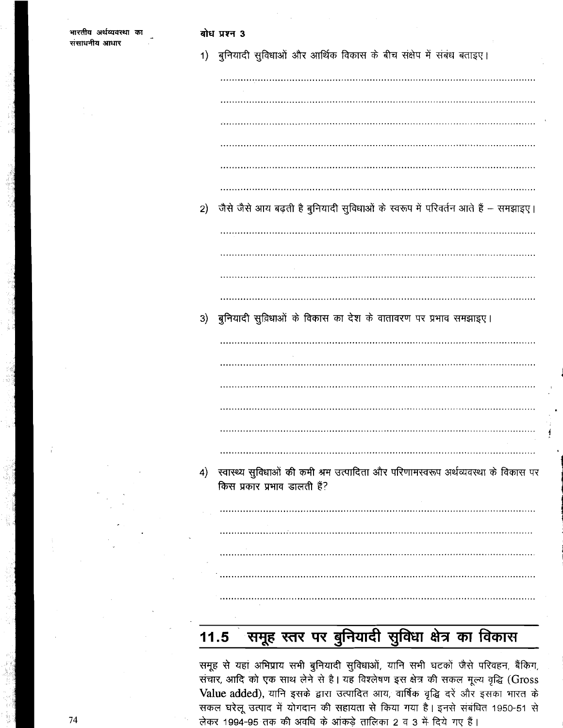**बोध प्रश्न 3**

1) बुनियादी सुविधाओं और आर्थिक विकास के बीच संक्षेप में संबंध बताइए।

..........................................................................................................

..........................................................................................................

..........................................................................................................

..........................................................................................................

..........................................................................................................

..........................................................................................................

2) जैसे जैसे आय बढ़ती है बुनियादी सुविधाओं के स्वरूप में परिवर्तन आते हैं – समझाइए।

..........................................................................................................

..........................................................................................................

..........................................................................................................

..........................................................................................................

3) बुनियादी सुविधाओं के विकास का देश के वातावरण पर प्रभाव समझाइए।

..........................................................................................................

..........................................................................................................

..........................................................................................................

..........................................................................................................

..........................................................................................................

..........................................................................................................

4) स्वास्थ्य सुविधाओं की कमी श्रम उत्पादिता और परिणामस्वरूप अर्थव्यवस्था के विकास पर किस प्रकार प्रभाव डालती हैं?

..........................................................................................................

..........................................................................................................

..........................................................................................................

..........................................................................................................

..........................................................................................................

## 11.5 समूह स्तर पर बुनियादी सुविधा क्षेत्र का विकास

समूह से यहां अभिप्राय सभी बुनियादी सुविधाओं, यानि सभी घटकों जैसे परिवहन, बैंकिंग, संचार, आदि को एक साथ लेने से है। यह विश्लेषण इस क्षेत्र की सकल मूल्य वृद्धि (**Gross Value added**), यानि इसके द्वारा उत्पादित आय, वार्षिक वृद्धि दरें और इसका भारत के सकल घरेलू उत्पाद में योगदान की सहायता से किया गया है। इनसे संबंधित 1950-51 से लेकर 1994-95 तक की अवधि के आंकड़े तालिका 2 व 3 में दिये गए हैं।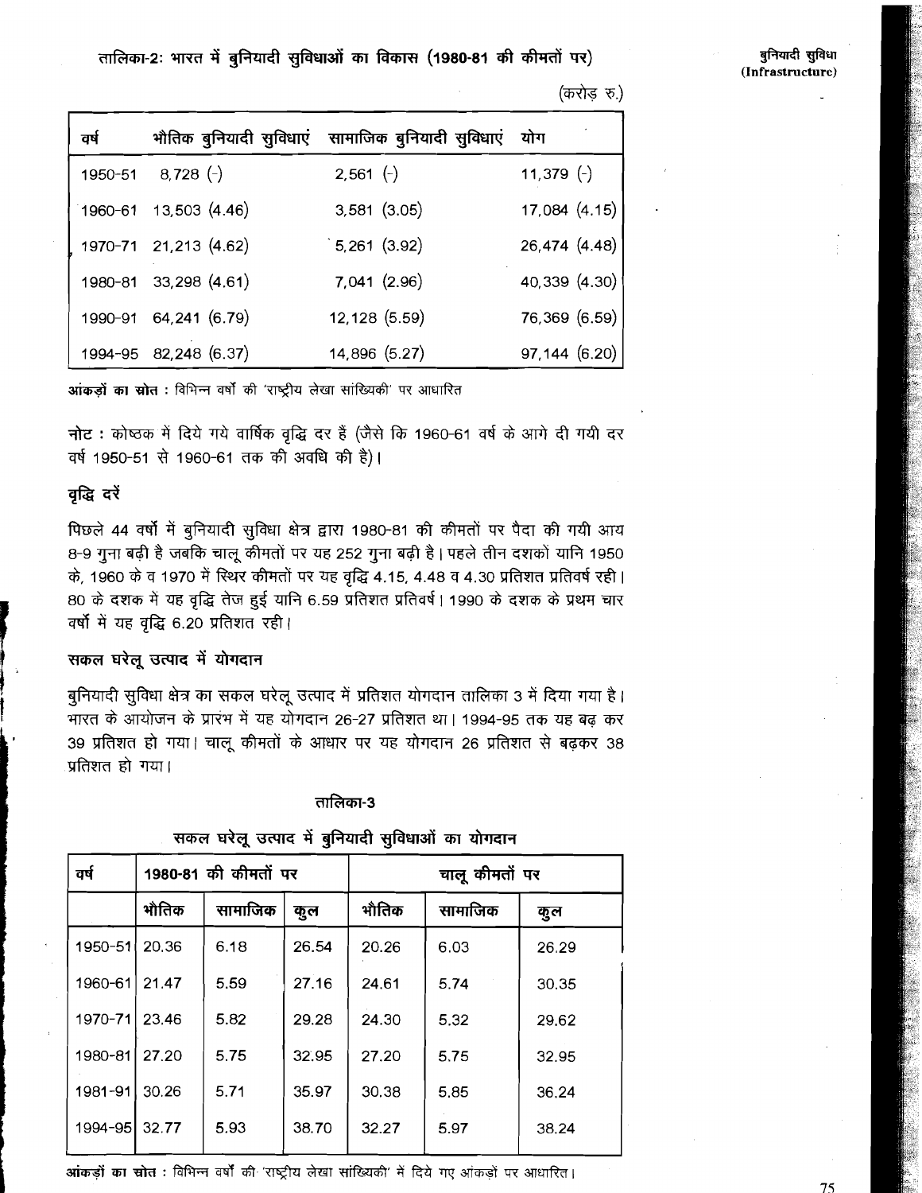तालिका-2: भारत में बुनियादी सुविधाओं का विकास (1980-81 की कीमतों पर)

(करोड़ रु.)

| वर्ष | भौतिक बुनियादी सुविधाएं | सामाजिक बुनियादी सुविधाएं | योग |
|---|---|---|---|
| 1950-51 | 8,728 (-) | 2,561 (-) | 11,379 (-) |
| 1960-61 | 13,503 (4.46) | 3,581 (3.05) | 17,084 (4.15) |
| 1970-71 | 21,213 (4.62) | 5,261 (3.92) | 26,474 (4.48) |
| 1980-81 | 33,298 (4.61) | 7,041 (2.96) | 40,339 (4.30) |
| 1990-91 | 64,241 (6.79) | 12,128 (5.59) | 76,369 (6.59) |
| 1994-95 | 82,248 (6.37) | 14,896 (5.27) | 97,144 (6.20) |

**आंकड़ों का स्रोत :** विभिन्न वर्षों की 'राष्ट्रीय लेखा सांख्यिकी' पर आधारित

**नोट :** कोष्ठक में दिये गये वार्षिक वृद्धि दर हैं (जैसे कि 1960-61 वर्ष के आगे दी गयी दर वर्ष 1950-51 से 1960-61 तक की अवधि की है)।

### वृद्धि दरें

पिछले 44 वर्षों में बुनियादी सुविधा क्षेत्र द्वारा 1980-81 की कीमतों पर पैदा की गयी आय 8-9 गुना बढ़ी है जबकि चालू कीमतों पर यह 252 गुना बढ़ी है। पहले तीन दशकों यानि 1950 के, 1960 के व 1970 में स्थिर कीमतों पर यह वृद्धि 4.15, 4.48 व 4.30 प्रतिशत प्रतिवर्ष रही। 80 के दशक में यह वृद्धि तेज हुई यानि 6.59 प्रतिशत प्रतिवर्ष। 1990 के दशक के प्रथम चार वर्षों में यह वृद्धि 6.20 प्रतिशत रही।

### सकल घरेलू उत्पाद में योगदान

बुनियादी सुविधा क्षेत्र का सकल घरेलू उत्पाद में प्रतिशत योगदान तालिका 3 में दिया गया है। भारत के आयोजन के प्रारंभ में यह योगदान 26-27 प्रतिशत था। 1994-95 तक यह बढ़ कर 39 प्रतिशत हो गया। चालू कीमतों के आधार पर यह योगदान 26 प्रतिशत से बढ़कर 38 प्रतिशत हो गया।

तालिका-3

सकल घरेलू उत्पाद में बुनियादी सुविधाओं का योगदान

| वर्ष | 1980-81 की कीमतों पर | | | चालू कीमतों पर | | |
|---|---|---|---|---|---|---|
| | भौतिक | सामाजिक | कुल | भौतिक | सामाजिक | कुल |
| 1950-51 | 20.36 | 6.18 | 26.54 | 20.26 | 6.03 | 26.29 |
| 1960-61 | 21.47 | 5.59 | 27.16 | 24.61 | 5.74 | 30.35 |
| 1970-71 | 23.46 | 5.82 | 29.28 | 24.30 | 5.32 | 29.62 |
| 1980-81 | 27.20 | 5.75 | 32.95 | 27.20 | 5.75 | 32.95 |
| 1981-91 | 30.26 | 5.71 | 35.97 | 30.38 | 5.85 | 36.24 |
| 1994-95 | 32.77 | 5.93 | 38.70 | 32.27 | 5.97 | 38.24 |

**आंकड़ों का स्रोत :** विभिन्न वर्षों की 'राष्ट्रीय लेखा सांख्यिकी' में दिये गए आंकड़ों पर आधारित।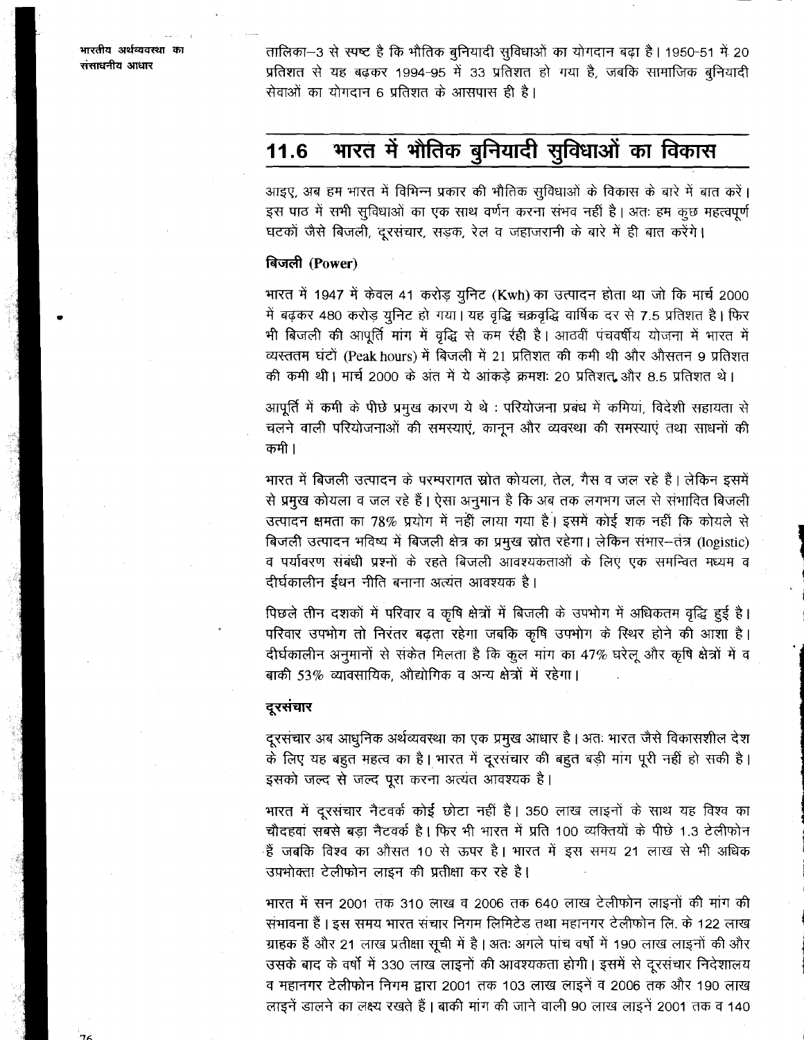तालिका–3 से स्पष्ट है कि भौतिक बुनियादी सुविधाओं का योगदान बढ़ा है। 1950-51 में 20 प्रतिशत से यह बढ़कर 1994-95 में 33 प्रतिशत हो गया है, जबकि सामाजिक बुनियादी सेवाओं का योगदान 6 प्रतिशत के आसपास ही है।

## 11.6 भारत में भौतिक बुनियादी सुविधाओं का विकास

आइए, अब हम भारत में विभिन्न प्रकार की भौतिक सुविधाओं के विकास के बारे में बात करें। इस पाठ में सभी सुविधाओं का एक साथ वर्णन करना संभव नहीं है। अतः हम कुछ महत्वपूर्ण घटकों जैसे बिजली, दूरसंचार, सड़क, रेल व जहाजरानी के बारे में ही बात करेंगे।

### बिजली (Power)

भारत में 1947 में केवल 41 करोड़ युनिट (Kwh) का उत्पादन होता था जो कि मार्च 2000 में बढ़कर 480 करोड़ युनिट हो गया। यह वृद्धि चक्रवृद्धि वार्षिक दर से 7.5 प्रतिशत है। फिर भी बिजली की आपूर्ति मांग में वृद्धि से कम रही है। आठवीं पंचवर्षीय योजना में भारत में व्यस्ततम घंटों (Peak hours) में बिजली में 21 प्रतिशत की कमी थी और औसतन 9 प्रतिशत की कमी थी। मार्च 2000 के अंत में ये आंकड़े क्रमशः 20 प्रतिशत और 8.5 प्रतिशत थे।

आपूर्ति में कमी के पीछे प्रमुख कारण ये थे : परियोजना प्रबंध में कमियां, विदेशी सहायता से चलने वाली परियोजनाओं की समस्याएं, कानून और व्यवस्था की समस्याएं तथा साधनों की कमी।

भारत में बिजली उत्पादन के परम्परागत स्रोत कोयला, तेल, गैस व जल रहे हैं। लेकिन इसमें से प्रमुख कोयला व जल रहे हैं। ऐसा अनुमान है कि अब तक लगभग जल से संभावित बिजली उत्पादन क्षमता का 78% प्रयोग में नहीं लाया गया है। इसमें कोई शक नहीं कि कोयले से बिजली उत्पादन भविष्य में बिजली क्षेत्र का प्रमुख स्रोत रहेगा। लेकिन संभार–तंत्र (logistic) व पर्यावरण संबंधी प्रश्नों के रहते बिजली आवश्यकताओं के लिए एक समन्वित मध्यम व दीर्घकालीन ईंधन नीति बनाना अत्यंत आवश्यक है।

पिछले तीन दशकों में परिवार व कृषि क्षेत्रों में बिजली के उपभोग में अधिकतम वृद्धि हुई है। परिवार उपभोग तो निरंतर बढ़ता रहेगा जबकि कृषि उपभोग के स्थिर होने की आशा है। दीर्घकालीन अनुमानों से संकेत मिलता है कि कुल मांग का 47% घरेलू और कृषि क्षेत्रों में व बाकी 53% व्यावसायिक, औद्योगिक व अन्य क्षेत्रों में रहेगा।

### दूरसंचार

दूरसंचार अब आधुनिक अर्थव्यवस्था का एक प्रमुख आधार है। अतः भारत जैसे विकासशील देश के लिए यह बहुत महत्व का है। भारत में दूरसंचार की बहुत बड़ी मांग पूरी नहीं हो सकी है। इसको जल्द से जल्द पूरा करना अत्यंत आवश्यक है।

भारत में दूरसंचार नैटवर्क कोई छोटा नहीं है। 350 लाख लाइनों के साथ यह विश्व का चौदहवां सबसे बड़ा नैटवर्क है। फिर भी भारत में प्रति 100 व्यक्तियों के पीछे 1.3 टेलीफोन हैं जबकि विश्व का औसत 10 से ऊपर है। भारत में इस समय 21 लाख से भी अधिक उपभोक्ता टेलीफोन लाइन की प्रतीक्षा कर रहे है।

भारत में सन 2001 तक 310 लाख व 2006 तक 640 लाख टेलीफोन लाइनों की मांग की संभावना है। इस समय भारत संचार निगम लिमिटेड तथा महानगर टेलीफोन लि. के 122 लाख ग्राहक हैं और 21 लाख प्रतीक्षा सूची में है। अतः अगले पांच वर्षो में 190 लाख लाइनों की और उसके बाद के वर्षो में 330 लाख लाइनों की आवश्यकता होगी। इसमें से दूरसंचार निदेशालय व महानगर टेलीफोन निगम द्वारा 2001 तक 103 लाख लाइनें व 2006 तक और 190 लाख लाइनें डालने का लक्ष्य रखते हैं। बाकी मांग की जाने वाली 90 लाख लाइनें 2001 तक व 140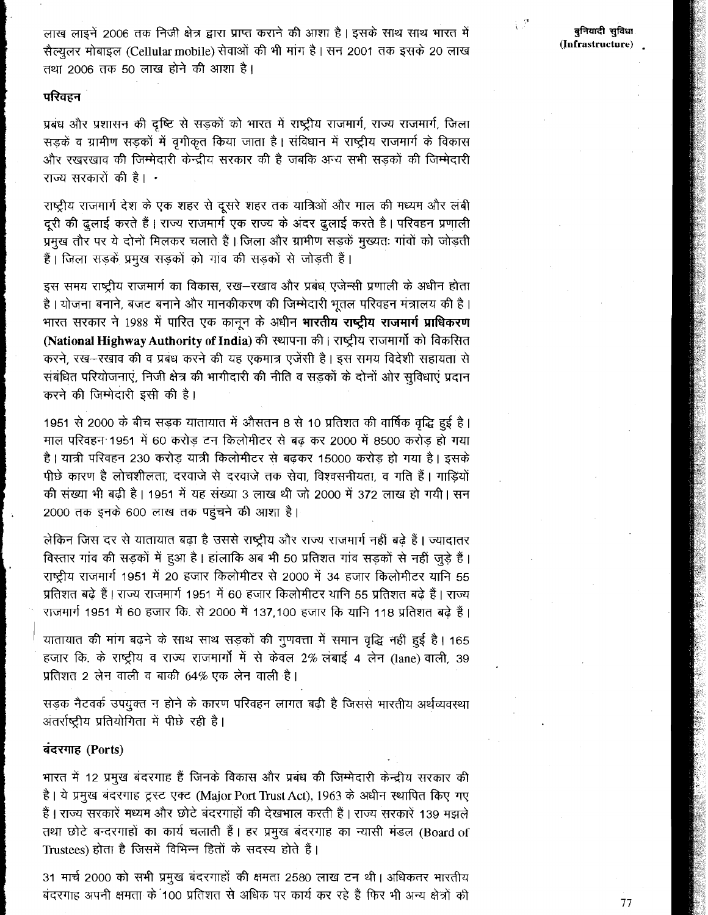लाख लाइनें 2006 तक निजी क्षेत्र द्वारा प्राप्त कराने की आशा है। इसके साथ साथ भारत में सैल्युलर मोबाइल (Cellular mobile) सेवाओं की भी मांग है। सन 2001 तक इसके 20 लाख तथा 2006 तक 50 लाख होने की आशा है।

### परिवहन

प्रबंध और प्रशासन की दृष्टि से सड़कों को भारत में राष्ट्रीय राजमार्ग, राज्य राजमार्ग, जिला सड़कें व ग्रामीण सड़कों में वृगीकृत किया जाता है। संविधान में राष्ट्रीय राजमार्ग के विकास और रखरखाव की जिम्मेदारी केन्द्रीय सरकार की है जबकि अन्य सभी सड़कों की जिम्मेदारी राज्य सरकारों की है।

राष्ट्रीय राजमार्ग देश के एक शहर से दूसरे शहर तक यात्रियों और माल की मध्यम और लंबी दूरी की ढुलाई करते हैं। राज्य राजमार्ग एक राज्य के अंदर ढुलाई करते है। परिवहन प्रणाली प्रमुख तौर पर ये दोनों मिलकर चलाते हैं। जिला और ग्रामीण सड़कें मुख्यतः गांवों को जोड़ती हैं। जिला सड़कें प्रमुख सड़कों को गांव की सड़कों से जोड़ती हैं।

इस समय राष्ट्रीय राजमार्ग का विकास, रख–रखाव और प्रबंध एजेन्सी प्रणाली के अधीन होता है। योजना बनाने, बजट बनाने और मानकीकरण की जिम्मेदारी भूतल परिवहन मंत्रालय की है। भारत सरकार ने 1988 में पारित एक कानून के अधीन **भारतीय राष्ट्रीय राजमार्ग प्राधिकरण (National Highway Authority of India)** की स्थापना की। राष्ट्रीय राजमार्गों को विकसित करने, रख–रखाव की व प्रबंध करने की यह एकमात्र एजेंसी है। इस समय विदेशी सहायता से संबंधित परियोजनाएं, निजी क्षेत्र की भागीदारी की नीति व सड़कों के दोनों ओर सुविधाएं प्रदान करने की जिम्मेदारी इसी की है।

1951 से 2000 के बीच सड़क यातायात में औसतन 8 से 10 प्रतिशत की वार्षिक वृद्धि हुई है। माल परिवहन 1951 में 60 करोड़ टन किलोमीटर से बढ़ कर 2000 में 8500 करोड़ हो गया है। यात्री परिवहन 230 करोड़ यात्री किलोमीटर से बढ़कर 15000 करोड़ हो गया है। इसके पीछे कारण है लोचशीलता, दरवाजे से दरवाजे तक सेवा, विश्वसनीयता, व गति हैं। गाड़ियों की संख्या भी बढ़ी है। 1951 में यह संख्या 3 लाख थी जो 2000 में 372 लाख हो गयी। सन 2000 तक इनके 600 लाख तक पहुंचने की आशा है।

लेकिन जिस दर से यातायात बढ़ा है उससे राष्ट्रीय और राज्य राजमार्ग नहीं बढ़े हैं। ज्यादातर विस्तार गांव की सड़कों में हुआ है। हांलाकि अब भी 50 प्रतिशत गांव सड़कों से नहीं जुड़े हैं। राष्ट्रीय राजमार्ग 1951 में 20 हजार किलोमीटर से 2000 में 34 हजार किलोमीटर यानि 55 प्रतिशत बढ़े हैं। राज्य राजमार्ग 1951 में 60 हजार किलोमीटर यानि 55 प्रतिशत बढ़े हैं। राज्य राजमार्ग 1951 में 60 हजार कि. से 2000 में 137,100 हजार कि यानि 118 प्रतिशत बढ़े हैं।

यातायात की मांग बढ़ने के साथ साथ सड़कों की गुणवत्ता में समान वृद्धि नहीं हुई है। 165 हजार कि. के राष्ट्रीय व राज्य राजमार्गों में से केवल 2% लंबाई 4 लेन (lane) वाली, 39 प्रतिशत 2 लेन वाली व बाकी 64% एक लेन वाली है।

सड़क नैटवर्क उपयुक्त न होने के कारण परिवहन लागत बढ़ी है जिससे भारतीय अर्थव्यवस्था अंतर्राष्ट्रीय प्रतियोगिता में पीछे रही है।

### बंदरगाह (Ports)

भारत में 12 प्रमुख बंदरगाह हैं जिनके विकास और प्रबंध की जिम्मेदारी केन्द्रीय सरकार की है। ये प्रमुख बंदरगाह ट्रस्ट एक्ट (Major Port Trust Act), 1963 के अधीन स्थापित किए गए हैं। राज्य सरकारें मध्यम और छोटे बंदरगाहों की देखभाल करती हैं। राज्य सरकारें 139 मझले तथा छोटे बन्दरगाहों का कार्य चलाती हैं। हर प्रमुख बंदरगाह का न्यासी मंडल (Board of Trustees) होता है जिसमें विभिन्न हितों के सदस्य होते हैं।

31 मार्च 2000 को सभी प्रमुख बंदरगाहों की क्षमता 2580 लाख टन थी। अधिकतर भारतीय बंदरगाह अपनी क्षमता के 100 प्रतिशत से अधिक पर कार्य कर रहे है फिर भी अन्य क्षेत्रों की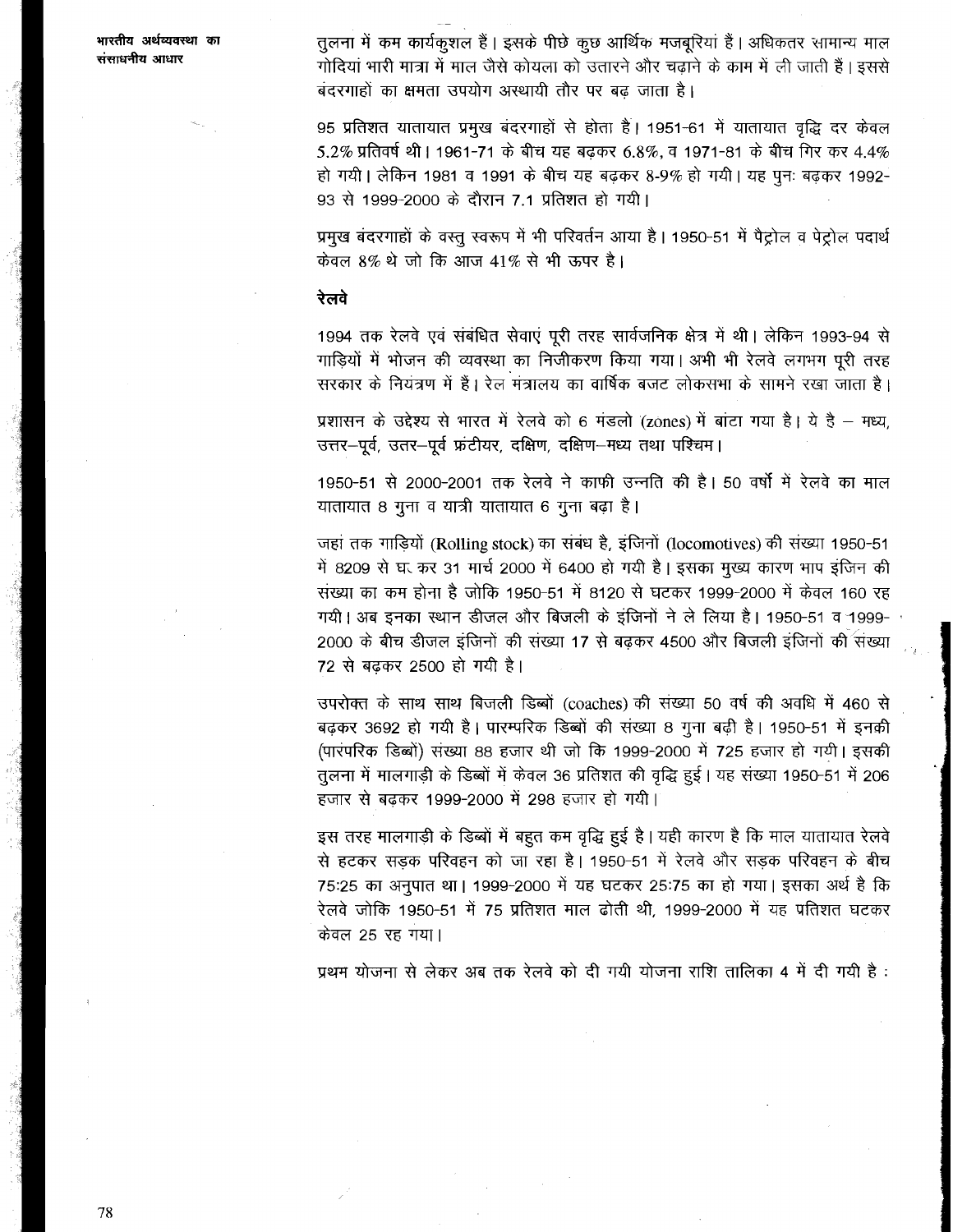तुलना में कम कार्यकुशल हैं। इसके पीछे कुछ आर्थिक मजबूरियां हैं। अधिकतर सामान्य माल गोदियां भारी मात्रा में माल जैसे कोयला को उतारने और चढ़ाने के काम में ली जाती हैं। इससे बंदरगाहों का क्षमता उपयोग अस्थायी तौर पर बढ़ जाता है।

95 प्रतिशत यातायात प्रमुख बंदरगाहों से होता है। 1951-61 में यातायात वृद्धि दर केवल 5.2% प्रतिवर्ष थी। 1961-71 के बीच यह बढ़कर 6.8%, व 1971-81 के बीच गिर कर 4.4% हो गयी। लेकिन 1981 व 1991 के बीच यह बढ़कर 8-9% हो गयी। यह पुनः बढ़कर 1992-93 से 1999-2000 के दौरान 7.1 प्रतिशत हो गयी।

प्रमुख बंदरगाहों के वस्तु स्वरूप में भी परिवर्तन आया है। 1950-51 में पैट्रोल व पेट्रोल पदार्थ केवल 8% थे जो कि आज 41% से भी ऊपर है।

## रेलवे

1994 तक रेलवे एवं संबंधित सेवाएं पूरी तरह सार्वजनिक क्षेत्र में थी। लेकिन 1993-94 से गाड़ियों में भोजन की व्यवस्था का निजीकरण किया गया। अभी भी रेलवे लगभग पूरी तरह सरकार के नियंत्रण में हैं। रेल मंत्रालय का वार्षिक बजट लोकसभा के सामने रखा जाता है।

प्रशासन के उद्देश्य से भारत में रेलवे को 6 मंडलो (zones) में बांटा गया है। ये है – मध्य, उत्तर–पूर्व, उत्तर–पूर्व फ्रंटीयर, दक्षिण, दक्षिण–मध्य तथा पश्चिम।

1950-51 से 2000-2001 तक रेलवे ने काफी उन्नति की है। 50 वर्षों में रेलवे का माल यातायात 8 गुना व यात्री यातायात 6 गुना बढ़ा है।

जहां तक गाड़ियों (Rolling stock) का संबंध है, इंजिनों (locomotives) की संख्या 1950-51 में 8209 से घट कर 31 मार्च 2000 में 6400 हो गयी है। इसका मुख्य कारण भाप इंजिन की संख्या का कम होना है जोकि 1950-51 में 8120 से घटकर 1999-2000 में केवल 160 रह गयी। अब इनका स्थान डीजल और बिजली के इंजिनों ने ले लिया है। 1950-51 व 1999-2000 के बीच डीजल इंजिनों की संख्या 17 से बढ़कर 4500 और बिजली इंजिनों की संख्या 72 से बढ़कर 2500 हो गयी है।

उपरोक्त के साथ साथ बिजली डिब्बों (coaches) की संख्या 50 वर्ष की अवधि में 460 से बढ़कर 3692 हो गयी है। पारम्परिक डिब्बों की संख्या 8 गुना बढ़ी है। 1950-51 में इनकी (पारंपरिक डिब्बों) संख्या 88 हजार थी जो कि 1999-2000 में 725 हजार हो गयी। इसकी तुलना में मालगाड़ी के डिब्बों में केवल 36 प्रतिशत की वृद्धि हुई। यह संख्या 1950-51 में 206 हजार से बढ़कर 1999-2000 में 298 हजार हो गयी।

इस तरह मालगाड़ी के डिब्बों में बहुत कम वृद्धि हुई है। यही कारण है कि माल यातायात रेलवे से हटकर सड़क परिवहन को जा रहा है। 1950-51 में रेलवे और सड़क परिवहन के बीच 75:25 का अनुपात था। 1999-2000 में यह घटकर 25:75 का हो गया। इसका अर्थ है कि रेलवे जोकि 1950-51 में 75 प्रतिशत माल ढोती थी, 1999-2000 में यह प्रतिशत घटकर केवल 25 रह गया।

प्रथम योजना से लेकर अब तक रेलवे को दी गयी योजना राशि तालिका 4 में दी गयी है :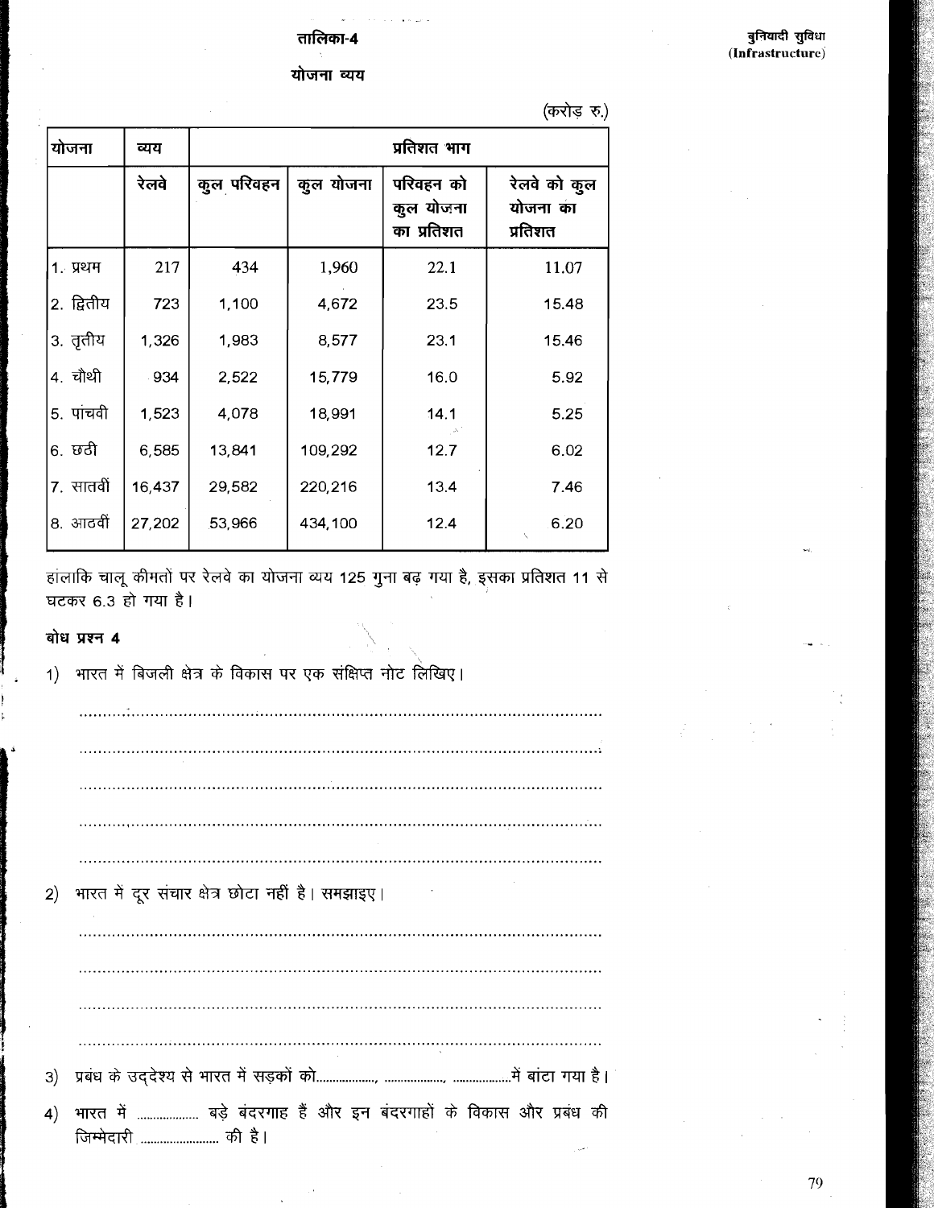### तालिका-4

### योजना व्यय

(करोड़ रु.)

| योजना | व्यय | प्रतिशत भाग | | | |
|---|---|---|---|---|---|
| | रेलवे | कुल परिवहन | कुल योजना | परिवहन को कुल योजना का प्रतिशत | रेलवे को कुल योजना का प्रतिशत |
| 1. प्रथम | 217 | 434 | 1,960 | 22.1 | 11.07 |
| 2. द्वितीय | 723 | 1,100 | 4,672 | 23.5 | 15.48 |
| 3. तृतीय | 1,326 | 1,983 | 8,577 | 23.1 | 15.46 |
| 4. चौथी | 934 | 2,522 | 15,779 | 16.0 | 5.92 |
| 5. पांचवी | 1,523 | 4,078 | 18,991 | 14.1 | 5.25 |
| 6. छठी | 6,585 | 13,841 | 109,292 | 12.7 | 6.02 |
| 7. सातवीं | 16,437 | 29,582 | 220,216 | 13.4 | 7.46 |
| 8. आठवीं | 27,202 | 53,966 | 434,100 | 12.4 | 6.20 |

हांलाकि चालू कीमतों पर रेलवे का योजना व्यय 125 गुना बढ़ गया है, इसका प्रतिशत 11 से घटकर 6.3 हो गया है।

**बोध प्रश्न 4**

1) भारत में बिजली क्षेत्र के विकास पर एक संक्षिप्त नोट लिखिए।

..........................................................................................................

..........................................................................................................

..........................................................................................................

..........................................................................................................

..........................................................................................................

2) भारत में दूर संचार क्षेत्र छोटा नहीं है। समझाइए।

..........................................................................................................

..........................................................................................................

..........................................................................................................

..........................................................................................................

3) प्रबंध के उद्देश्य से भारत में सड़कों को................., ................., .................में बांटा गया है।

4) भारत में ................. बड़े बंदरगाह हैं और इन बंदरगाहों के विकास और प्रबंध की जिम्मेदारी ...................... की है।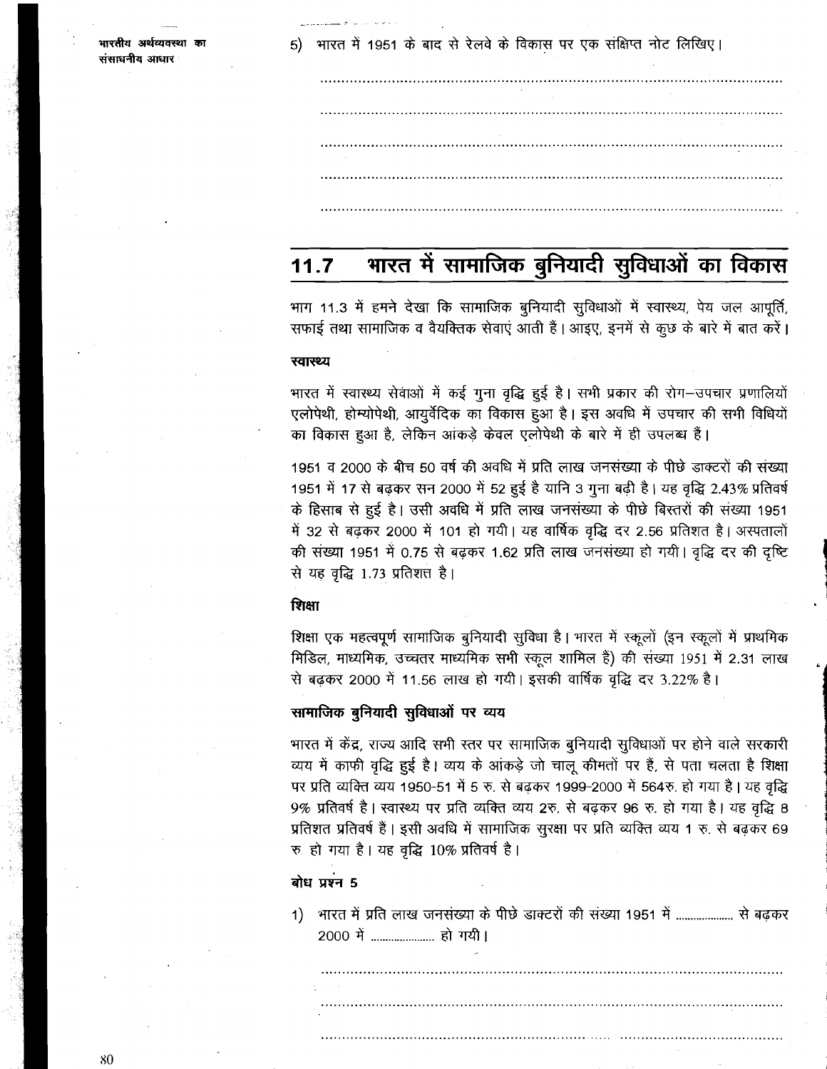5) भारत में 1951 के बाद से रेलवे के विकास पर एक संक्षिप्त नोट लिखिए।

..................................................................................................................

..................................................................................................................

..................................................................................................................

..................................................................................................................

..................................................................................................................

## 11.7 भारत में सामाजिक बुनियादी सुविधाओं का विकास

भाग 11.3 में हमने देखा कि सामाजिक बुनियादी सुविधाओं में स्वास्थ्य, पेय जल आपूर्ति, सफाई तथा सामाजिक व वैयक्तिक सेवाएं आती हैं। आइए, इनमें से कुछ के बारे में बात करें।

### स्वास्थ्य

भारत में स्वास्थ्य सेवाओं में कई गुना वृद्धि हुई है। सभी प्रकार की रोग–उपचार प्रणालियों एलोपेथी, होम्योपेथी, आयुर्वेदिक का विकास हुआ है। इस अवधि में उपचार की सभी विधियों का विकास हुआ है, लेकिन आंकड़े केवल एलोपेथी के बारे में ही उपलब्ध हैं।

1951 व 2000 के बीच 50 वर्ष की अवधि में प्रति लाख जनसंख्या के पीछे डाक्टरों की संख्या 1951 में 17 से बढ़कर सन 2000 में 52 हुई है यानि 3 गुना बढ़ी है। यह वृद्धि 2.43% प्रतिवर्ष के हिसाब से हुई है। उसी अवधि में प्रति लाख जनसंख्या के पीछे बिस्तरों की संख्या 1951 में 32 से बढ़कर 2000 में 101 हो गयी। यह वार्षिक वृद्धि दर 2.56 प्रतिशत है। अस्पतालों की संख्या 1951 में 0.75 से बढ़कर 1.62 प्रति लाख जनसंख्या हो गयी। वृद्धि दर की दृष्टि से यह वृद्धि 1.73 प्रतिशत है।

### शिक्षा

शिक्षा एक महत्वपूर्ण सामाजिक बुनियादी सुविधा है। भारत में स्कूलों (इन स्कूलों में प्राथमिक मिडिल, माध्यमिक, उच्चतर माध्यमिक सभी स्कूल शामिल हैं) की संख्या 1951 में 2.31 लाख से बढ़कर 2000 में 11.56 लाख हो गयी। इसकी वार्षिक वृद्धि दर 3.22% है।

### सामाजिक बुनियादी सुविधाओं पर व्यय

भारत में केंद्र, राज्य आदि सभी स्तर पर सामाजिक बुनियादी सुविधाओं पर होने वाले सरकारी व्यय में काफी वृद्धि हुई है। व्यय के आंकड़े जो चालू कीमतों पर हैं, से पता चलता है शिक्षा पर प्रति व्यक्ति व्यय 1950-51 में 5 रु. से बढ़कर 1999-2000 में 564रु. हो गया है। यह वृद्धि 9% प्रतिवर्ष है। स्वास्थ्य पर प्रति व्यक्ति व्यय 2रु. से बढ़कर 96 रु. हो गया है। यह वृद्धि 8 प्रतिशत प्रतिवर्ष है। इसी अवधि में सामाजिक सुरक्षा पर प्रति व्यक्ति व्यय 1 रु. से बढ़कर 69 रु. हो गया है। यह वृद्धि 10% प्रतिवर्ष है।

### बोध प्रश्न 5

1) भारत में प्रति लाख जनसंख्या के पीछे डाक्टरों की संख्या 1951 में .................... से बढ़कर 2000 में .................... हो गयी।

..................................................................................................................

..................................................................................................................

..................................................................................................................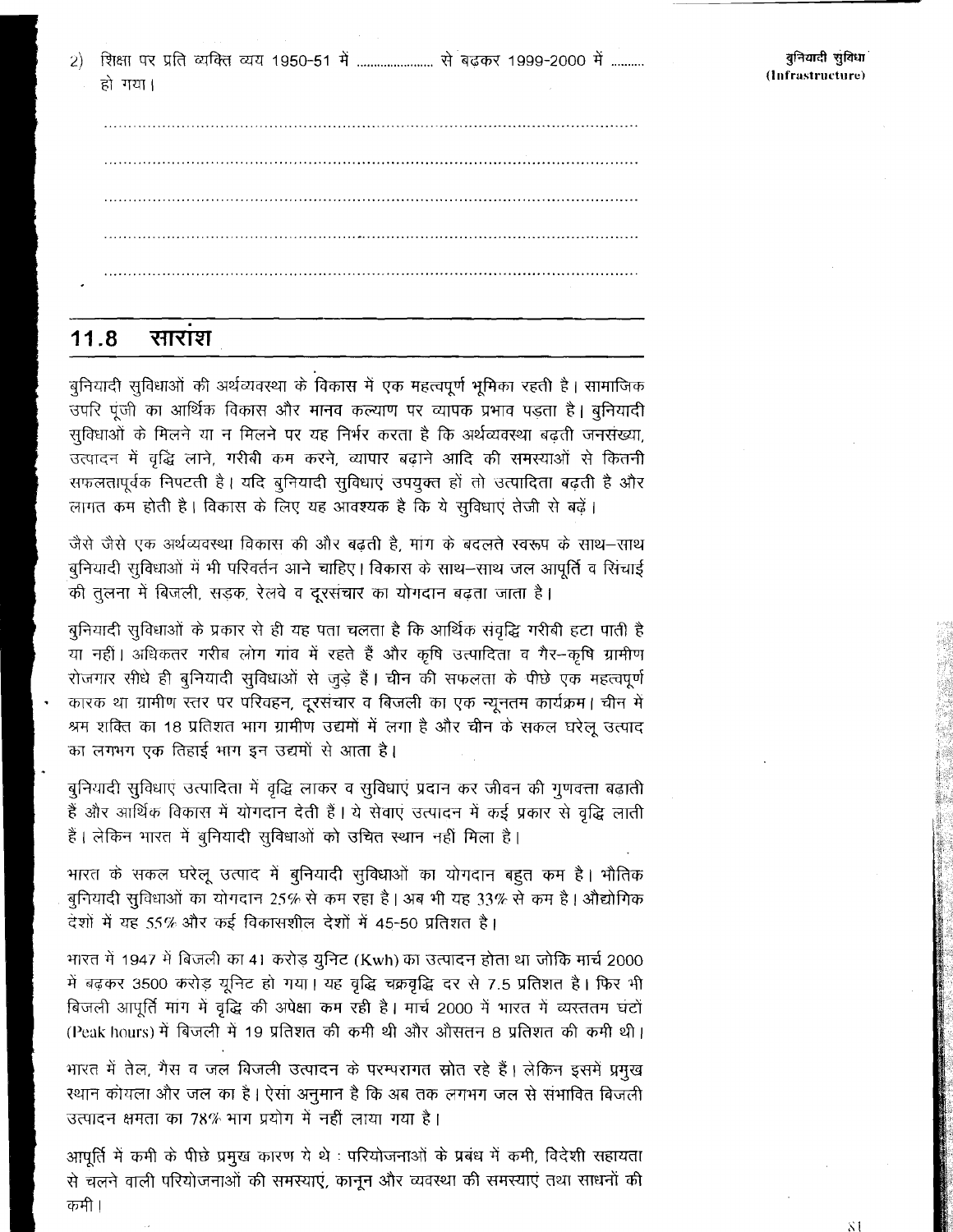2) शिक्षा पर प्रति व्यक्ति व्यय 1950-51 में ...................... से बढ़कर 1999-2000 में .......... हो गया।

..........................................................................................................

..........................................................................................................

..........................................................................................................

..........................................................................................................

..........................................................................................................

## 11.8 सारांश

बुनियादी सुविधाओं की अर्थव्यवस्था के विकास में एक महत्वपूर्ण भूमिका रहती है। सामाजिक उपरि पूंजी का आर्थिक विकास और मानव कल्याण पर व्यापक प्रभाव पड़ता है। बुनियादी सुविधाओं के मिलने या न मिलने पर यह निर्भर करता है कि अर्थव्यवस्था बढ़ती जनसंख्या, उत्पादन में वृद्धि लाने, गरीबी कम करने, व्यापार बढ़ाने आदि की समस्याओं से कितनी सफलतापूर्वक निपटती है। यदि बुनियादी सुविधाएं उपयुक्त हों तो उत्पादिता बढ़ती है और लागत कम होती है। विकास के लिए यह आवश्यक है कि ये सुविधाएं तेजी से बढ़ें।

जैसे जैसे एक अर्थव्यवस्था विकास की और बढ़ती है, मांग के बदलते स्वरूप के साथ-साथ बुनियादी सुविधाओं में भी परिवर्तन आने चाहिए। विकास के साथ-साथ जल आपूर्ति व सिंचाई की तुलना में बिजली, सड़क, रेलवे व दूरसंचार का योगदान बढ़ता जाता है।

बुनियादी सुविधाओं के प्रकार से ही यह पता चलता है कि आर्थिक संवृद्धि गरीबी हटा पाती है या नहीं। अधिकतर गरीब लोग गांव में रहते हैं और कृषि उत्पादिता व गैर-कृषि ग्रामीण रोजगार सीधे ही बुनियादी सुविधाओं से जुड़े हैं। चीन की सफलता के पीछे एक महत्वपूर्ण कारक था ग्रामीण स्तर पर परिवहन, दूरसंचार व बिजली का एक न्यूनतम कार्यक्रम। चीन में श्रम शक्ति का 18 प्रतिशत भाग ग्रामीण उद्यमों में लगा है और चीन के सकल घरेलू उत्पाद का लगभग एक तिहाई भाग इन उद्यमों से आता है।

बुनियादी सुविधाएं उत्पादिता में वृद्धि लाकर व सुविधाएं प्रदान कर जीवन की गुणवत्ता बढ़ाती हैं और आर्थिक विकास में योगदान देती हैं। ये सेवाएं उत्पादन में कई प्रकार से वृद्धि लाती हैं। लेकिन भारत में बुनियादी सुविधाओं को उचित स्थान नहीं मिला है।

भारत के सकल घरेलू उत्पाद में बुनियादी सुविधाओं का योगदान बहुत कम है। भौतिक बुनियादी सुविधाओं का योगदान 25% से कम रहा है। अब भी यह 33% से कम है। औद्योगिक देशों में यह 55% और कई विकासशील देशों में 45-50 प्रतिशत है।

भारत में 1947 में बिजली का 41 करोड़ युनिट (Kwh) का उत्पादन होता था जोकि मार्च 2000 में बढ़कर 3500 करोड़ यूनिट हो गया। यह वृद्धि चक्रवृद्धि दर से 7.5 प्रतिशत है। फिर भी बिजली आपूर्ति मांग में वृद्धि की अपेक्षा कम रही है। मार्च 2000 में भारत में व्यस्ततम घंटों (Peak hours) में बिजली में 19 प्रतिशत की कमी थी और औसतन 8 प्रतिशत की कमी थी।

भारत में तेल, गैस व जल बिजली उत्पादन के परम्परागत स्रोत रहे हैं। लेकिन इसमें प्रमुख स्थान कोयला और जल का है। ऐसा अनुमान है कि अब तक लगभग जल से संभावित बिजली उत्पादन क्षमता का 78% भाग प्रयोग में नहीं लाया गया है।

आपूर्ति में कमी के पीछे प्रमुख कारण ये थे : परियोजनाओं के प्रबंध में कमी, विदेशी सहायता से चलने वाली परियोजनाओं की समस्याएं, कानून और व्यवस्था की समस्याएं तथा साधनों की कमी।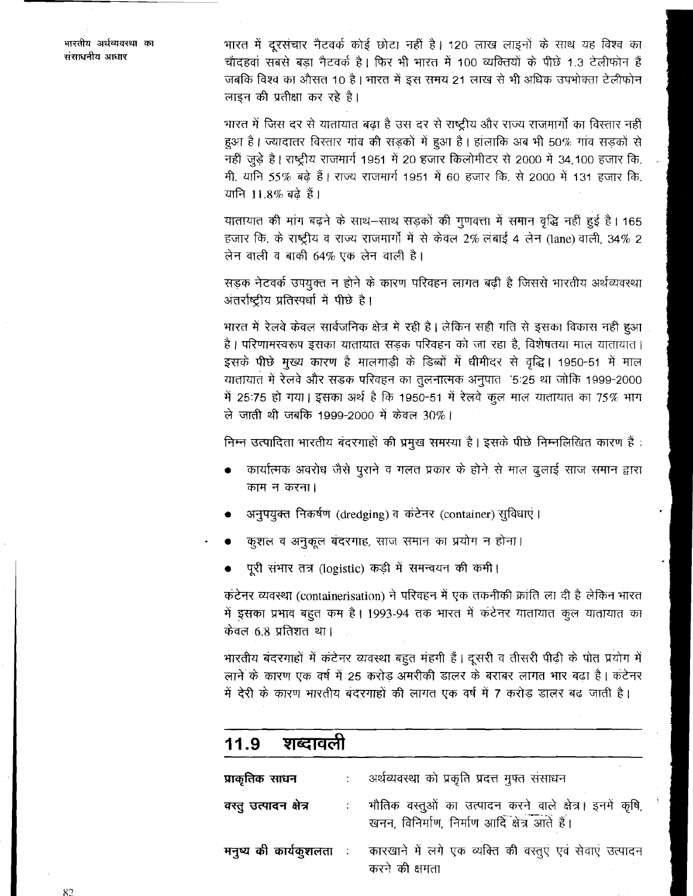भारत में दूरसंचार नैटवर्क कोई छोटा नहीं है। 120 लाख लाइनों के साथ यह विश्व का चौदहवां सबसे बड़ा नैटवर्क है। फिर भी भारत में 100 व्यक्तियों के पीछे 1.3 टेलीफोन हैं जबकि विश्व का औसत 10 है। भारत में इस समय 21 लाख से भी अधिक उपभोक्ता टेलीफोन लाइन की प्रतीक्षा कर रहे है।

भारत में जिस दर से यातायात बढ़ा है उस दर से राष्ट्रीय और राज्य राजमार्गो का विस्तार नहीं हुआ है। ज्यादातर विस्तार गांव की सड़कों में हुआ है। हांलाकि अब भी 50% गांव सड़कों से नहीं जुड़े है। राष्ट्रीय राजमार्ग 1951 में 20 हजार किलोमीटर से 2000 में 34,100 हजार कि. मी. यानि 55% बढ़े हैं। राज्य राजमार्ग 1951 में 60 हजार कि. से 2000 में 131 हजार कि. यानि 11.8% बढ़े हैं।

यातायात की मांग बढ़ने के साथ-साथ सड़कों की गुणवत्ता में समान वृद्धि नहीं हुई है। 165 हजार कि. के राष्ट्रीय व राज्य राजमार्गो में से केवल 2% लंबाई 4 लेन (lane) वाली, 34% 2 लेन वाली व बाकी 64% एक लेन वाली है।

सड़क नेटवर्क उपयुक्त न होने के कारण परिवहन लागत बढ़ी है जिससे भारतीय अर्थव्यवस्था अंतर्राष्ट्रीय प्रतिस्पर्धा में पीछे है।

भारत में रेलवे केवल सार्वजनिक क्षेत्र में रही है। लेकिन सही गति से इसका विकास नहीं हुआ है। परिणामस्वरूप इसका यातायात सड़क परिवहन को जा रहा है, विशेषतया माल यातायात। इसके पीछे मुख्य कारण है मालगाड़ी के डिब्बों में धीमीदर से वृद्धि। 1950-51 में माल यातायात में रेलवे और सड़क परिवहन का तुलनात्मक अनुपात 75:25 था जोकि 1999-2000 में 25:75 हो गया। इसका अर्थ है कि 1950-51 में रेलवे कुल माल यातायात का 75% भाग ले जाती थी जबकि 1999-2000 में केवल 30%।

निम्न उत्पादिता भारतीय बंदरगाहों की प्रमुख समस्या है। इसके पीछे निम्नलिखित कारण हैं :

- कार्यात्मक अवरोध जैसे पुराने व गलत प्रकार के होने से माल ढुलाई साज समान द्वारा काम न करना।
- अनुपयुक्त निकर्षण (dredging) व कंटेनर (container) सुविधाएं।
- कुशल व अनुकूल बंदरगाह, साज समान का प्रयोग न होना।
- पूरी संभार तत्र (logistic) कड़ी में समन्वयन की कमी।

कंटेनर व्यवस्था (containerisation) ने परिवहन में एक तकनीकी क्रांति ला दी है लेकिन भारत में इसका प्रभाव बहुत कम है। 1993-94 तक भारत में कंटेनर यातायात कुल यातायात का केवल 6.8 प्रतिशत था।

भारतीय बंदरगाहों में कंटेनर व्यवस्था बहुत मंहगी हैं। दूसरी व तीसरी पीढ़ी के पोत प्रयोग में लाने के कारण एक वर्ष में 25 करोड़ अमरीकी डालर के बराबर लागत भार बढ़ा है। कंटेनर में देरी के कारण भारतीय बंदरगाहों की लागत एक वर्ष में 7 करोड़ डालर बढ़ जाती है।

## 11.9 शब्दावली

| | | |
|---|---|---|
| **प्राकृतिक साधन** | : | अर्थव्यवस्था को प्रकृति प्रदत्त मुफ्त संसाधन |
| **वस्तु उत्पादन क्षेत्र** | : | भौतिक वस्तुओं का उत्पादन करने वाले क्षेत्र। इनमें कृषि, खनन, विनिर्माण, निर्माण आदि क्षेत्र आते हैं। |
| **मनुष्य की कार्यकुशलता** | : | कारखाने में लगे एक व्यक्ति की वस्तुएं एवं सेवाएं उत्पादन करने की क्षमता |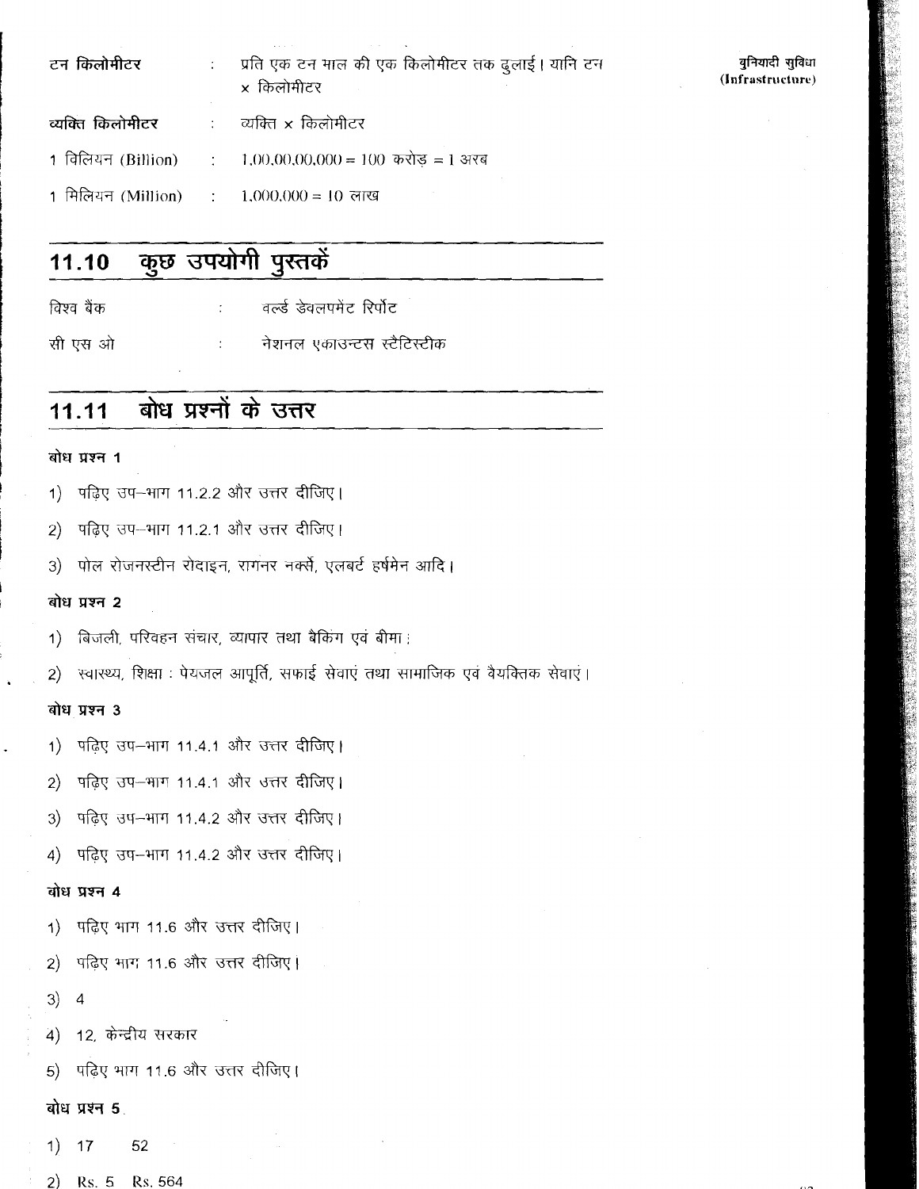| | | |
|---|---|---|
| टन किलोमीटर | : | प्रति एक टन माल की एक किलोमीटर तक ढुलाई। यानि टन × किलोमीटर |
| व्यक्ति किलोमीटर | : | व्यक्ति × किलोमीटर |
| 1 बिलियन (Billion) | : | 1,00,00,00,000 = 100 करोड़ = 1 अरब |
| 1 मिलियन (Million) | : | 1,000,000 = 10 लाख |

## 11.10 कुछ उपयोगी पुस्तकें

| | | |
|---|---|---|
| विश्व बैंक | : | वर्ल्ड डेवलपमेंट रिपोर्ट |
| सी एस ओ | : | नेशनल एकाउन्टस स्टैटिस्टीक |

## 11.11 बोध प्रश्नों के उत्तर

**बोध प्रश्न 1**

1) पढ़िए उप–भाग 11.2.2 और उत्तर दीजिए।
2) पढ़िए उप–भाग 11.2.1 और उत्तर दीजिए।
3) पोल रोजनस्टीन रोदाइन, रागनर नर्क्से, एलबर्ट हर्षमेन आदि।

**बोध प्रश्न 2**

1) बिजली, परिवहन संचार, व्यापार तथा बैकिंग एवं बीमा;
2) स्वास्थ्य, शिक्षा : पेयजल आपूर्ति, सफाई सेवाएं तथा सामाजिक एवं वैयक्तिक सेवाएं।

**बोध प्रश्न 3**

1) पढ़िए उप–भाग 11.4.1 और उत्तर दीजिए।
2) पढ़िए उप–भाग 11.4.1 और उत्तर दीजिए।
3) पढ़िए उप–भाग 11.4.2 और उत्तर दीजिए।
4) पढ़िए उप–भाग 11.4.2 और उत्तर दीजिए।

**बोध प्रश्न 4**

1) पढ़िए भाग 11.6 और उत्तर दीजिए।
2) पढ़िए भाग 11.6 और उत्तर दीजिए।
3) 4
4) 12, केन्द्रीय सरकार
5) पढ़िए भाग 11.6 और उत्तर दीजिए।

**बोध प्रश्न 5**

1) 17 52
2) Rs. 5 Rs. 564